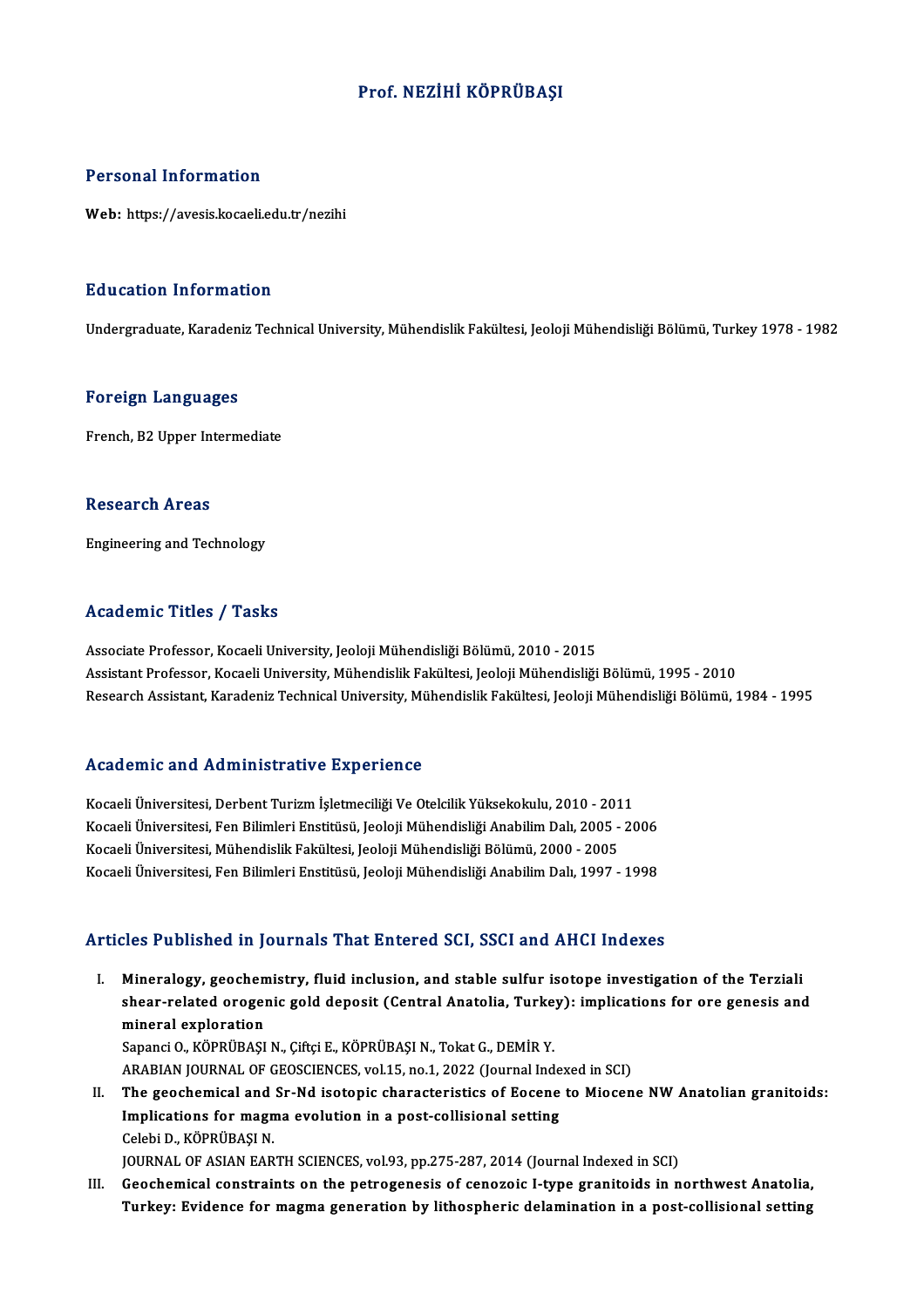# Prof. NEZİHİ KÖPRÜBAŞI

## Personal Information

**Web:** https://avesis.kocaeli.edu.tr/nezihi

## Education Information

Undergraduate, Karadeniz Technical University, Mühendislik Fakültesi, Jeoloji Mühendisliği Bölümü, Turkey 1978 - 1982

## Foreign Languages

French, B2 Upper Intermediate

## Research Areas

Engineering and Technology

## Academic Titles / Tasks

Associate Professor, Kocaeli University, Jeoloji Mühendisliği Bölümü, 2010 - 2015
Assistant Professor, Kocaeli University, Mühendislik Fakültesi, Jeoloji Mühendisliği Bölümü, 1995 - 2010
Research Assistant, Karadeniz Technical University, Mühendislik Fakültesi, Jeoloji Mühendisliği Bölümü, 1984 - 1995

## Academic and Administrative Experience

Kocaeli Üniversitesi, Derbent Turizm İşletmeciliği Ve Otelcilik Yüksekokulu, 2010 - 2011
Kocaeli Üniversitesi, Fen Bilimleri Enstitüsü, Jeoloji Mühendisliği Anabilim Dalı, 2005 - 2006
Kocaeli Üniversitesi, Mühendislik Fakültesi, Jeoloji Mühendisliği Bölümü, 2000 - 2005
Kocaeli Üniversitesi, Fen Bilimleri Enstitüsü, Jeoloji Mühendisliği Anabilim Dalı, 1997 - 1998

## Articles Published in Journals That Entered SCI, SSCI and AHCI Indexes

I. **Mineralogy, geochemistry, fluid inclusion, and stable sulfur isotope investigation of the Terziali shear-related orogenic gold deposit (Central Anatolia, Turkey): implications for ore genesis and mineral exploration**
   Sapanci O., KÖPRÜBAŞI N., Çiftçi E., KÖPRÜBAŞI N., Tokat G., DEMİR Y.
   ARABIAN JOURNAL OF GEOSCIENCES, vol.15, no.1, 2022 (Journal Indexed in SCI)
II. **The geochemical and Sr-Nd isotopic characteristics of Eocene to Miocene NW Anatolian granitoids: Implications for magma evolution in a post-collisional setting**
   Celebi D., KÖPRÜBAŞI N.
   JOURNAL OF ASIAN EARTH SCIENCES, vol.93, pp.275-287, 2014 (Journal Indexed in SCI)
III. **Geochemical constraints on the petrogenesis of cenozoic I-type granitoids in northwest Anatolia, Turkey: Evidence for magma generation by lithospheric delamination in a post-collisional setting**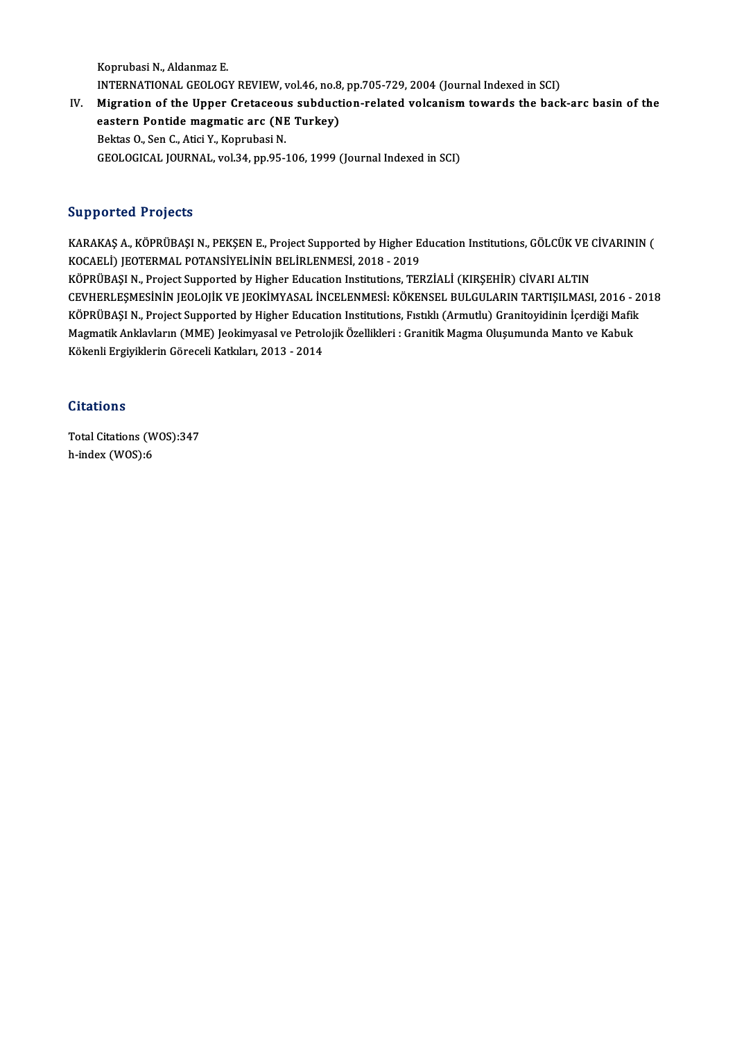Koprubasi N., Aldanmaz E.

INTERNATIONAL GEOLOGY REVIEW, vol.46, no.8, pp.705-729, 2004 (Journal Indexed in SCI)

IV. **Migration of the Upper Cretaceous subduction-related volcanism towards the back-arc basin of the eastern Pontide magmatic arc (NE Turkey)**

Bektas O., Sen C., Atici Y., Koprubasi N.

GEOLOGICAL JOURNAL, vol.34, pp.95-106, 1999 (Journal Indexed in SCI)

## Supported Projects

KARAKAŞ A., KÖPRÜBAŞI N., PEKŞEN E., Project Supported by Higher Education Institutions, GÖLCÜK VE CİVARININ ( KOCAELİ) JEOTERMAL POTANSİYELİNİN BELİRLENMESİ, 2018 - 2019

KÖPRÜBAŞI N., Project Supported by Higher Education Institutions, TERZİALİ (KIRŞEHİR) CİVARI ALTIN CEVHERLEŞMESİNİN JEOLOJİK VE JEOKİMYASAL İNCELENMESİ: KÖKENSEL BULGULARIN TARTIŞILMASI, 2016 - 2018

KÖPRÜBAŞI N., Project Supported by Higher Education Institutions, Fıstıklı (Armutlu) Granitoyidinin İçerdiği Mafik Magmatik Anklavların (MME) Jeokimyasal ve Petrolojik Özellikleri : Granitik Magma Oluşumunda Manto ve Kabuk Kökenli Ergiyiklerin Göreceli Katkıları, 2013 - 2014

## Citations

Total Citations (WOS):347

h-index (WOS):6